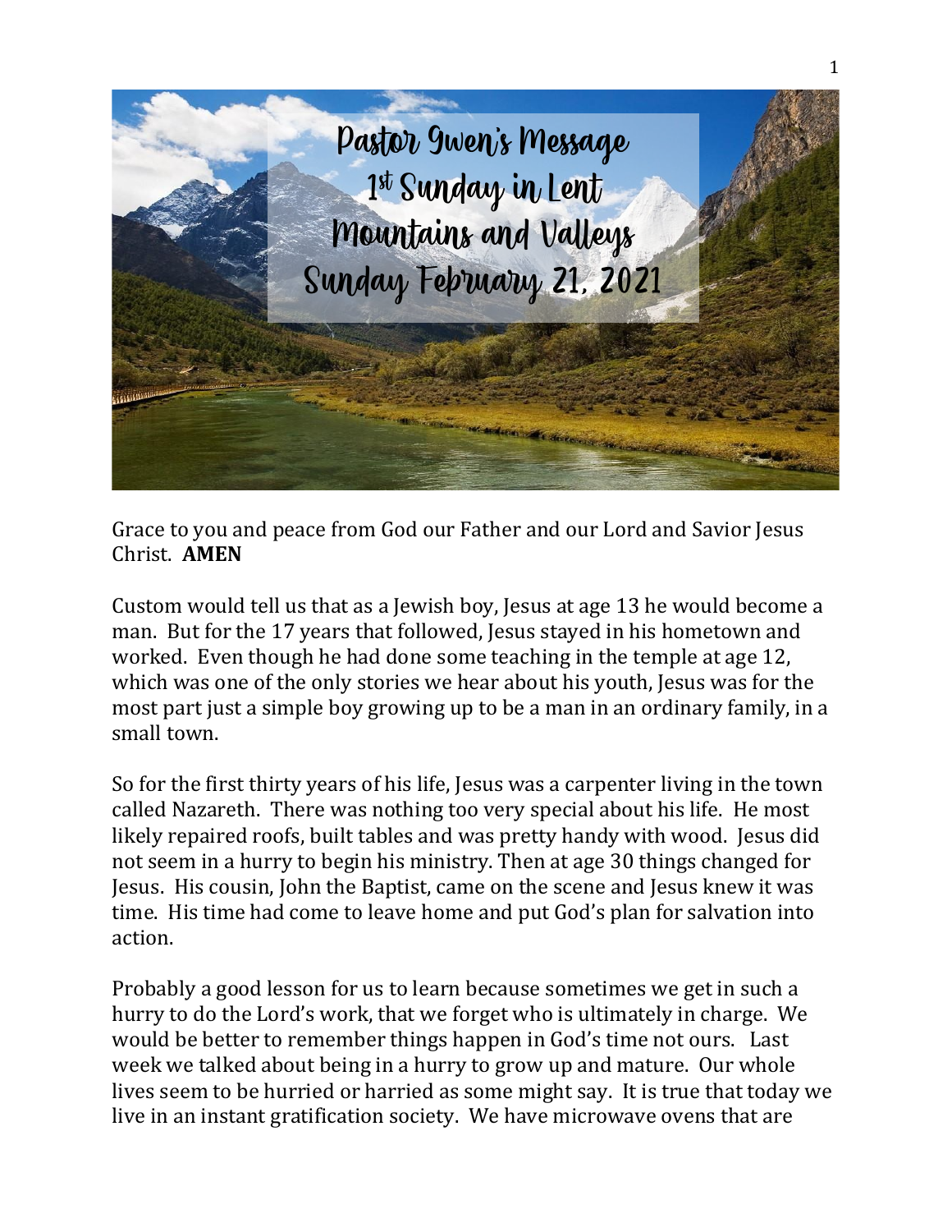# Pastor Gwen's Message
## 1st Sunday in Lent
## Mountains and Valleys
## Sunday February 21, 2021

Grace to you and peace from God our Father and our Lord and Savior Jesus Christ. **AMEN**

Custom would tell us that as a Jewish boy, Jesus at age 13 he would become a man. But for the 17 years that followed, Jesus stayed in his hometown and worked. Even though he had done some teaching in the temple at age 12, which was one of the only stories we hear about his youth, Jesus was for the most part just a simple boy growing up to be a man in an ordinary family, in a small town.

So for the first thirty years of his life, Jesus was a carpenter living in the town called Nazareth. There was nothing too very special about his life. He most likely repaired roofs, built tables and was pretty handy with wood. Jesus did not seem in a hurry to begin his ministry. Then at age 30 things changed for Jesus. His cousin, John the Baptist, came on the scene and Jesus knew it was time. His time had come to leave home and put God's plan for salvation into action.

Probably a good lesson for us to learn because sometimes we get in such a hurry to do the Lord's work, that we forget who is ultimately in charge. We would be better to remember things happen in God's time not ours. Last week we talked about being in a hurry to grow up and mature. Our whole lives seem to be hurried or harried as some might say. It is true that today we live in an instant gratification society. We have microwave ovens that are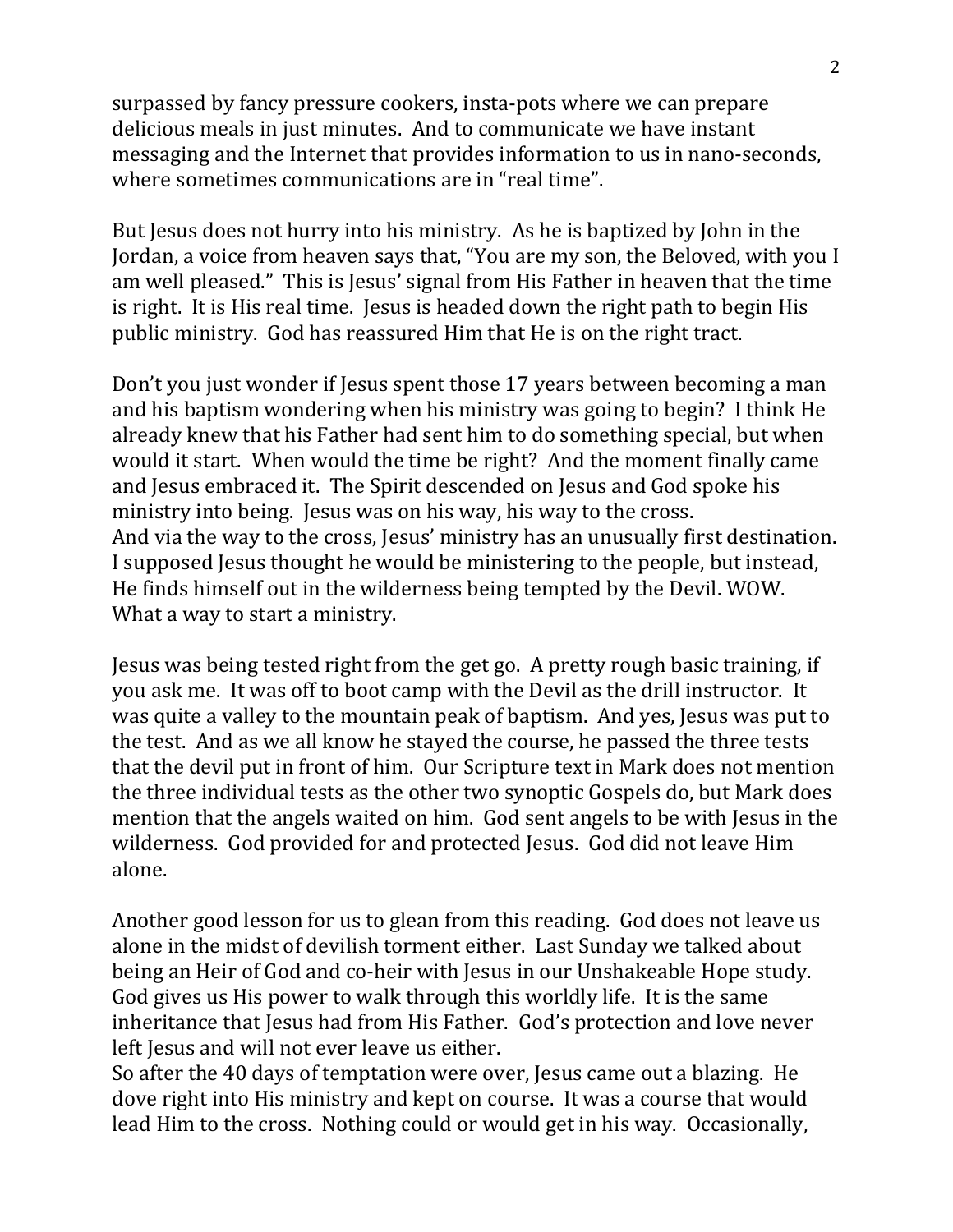surpassed by fancy pressure cookers, insta-pots where we can prepare delicious meals in just minutes. And to communicate we have instant messaging and the Internet that provides information to us in nano-seconds, where sometimes communications are in "real time".

But Jesus does not hurry into his ministry. As he is baptized by John in the Jordan, a voice from heaven says that, "You are my son, the Beloved, with you I am well pleased." This is Jesus' signal from His Father in heaven that the time is right. It is His real time. Jesus is headed down the right path to begin His public ministry. God has reassured Him that He is on the right tract.

Don't you just wonder if Jesus spent those 17 years between becoming a man and his baptism wondering when his ministry was going to begin? I think He already knew that his Father had sent him to do something special, but when would it start. When would the time be right? And the moment finally came and Jesus embraced it. The Spirit descended on Jesus and God spoke his ministry into being. Jesus was on his way, his way to the cross.
And via the way to the cross, Jesus' ministry has an unusually first destination. I supposed Jesus thought he would be ministering to the people, but instead, He finds himself out in the wilderness being tempted by the Devil. WOW. What a way to start a ministry.

Jesus was being tested right from the get go. A pretty rough basic training, if you ask me. It was off to boot camp with the Devil as the drill instructor. It was quite a valley to the mountain peak of baptism. And yes, Jesus was put to the test. And as we all know he stayed the course, he passed the three tests that the devil put in front of him. Our Scripture text in Mark does not mention the three individual tests as the other two synoptic Gospels do, but Mark does mention that the angels waited on him. God sent angels to be with Jesus in the wilderness. God provided for and protected Jesus. God did not leave Him alone.

Another good lesson for us to glean from this reading. God does not leave us alone in the midst of devilish torment either. Last Sunday we talked about being an Heir of God and co-heir with Jesus in our Unshakeable Hope study. God gives us His power to walk through this worldly life. It is the same inheritance that Jesus had from His Father. God's protection and love never left Jesus and will not ever leave us either.
So after the 40 days of temptation were over, Jesus came out a blazing. He dove right into His ministry and kept on course. It was a course that would lead Him to the cross. Nothing could or would get in his way. Occasionally,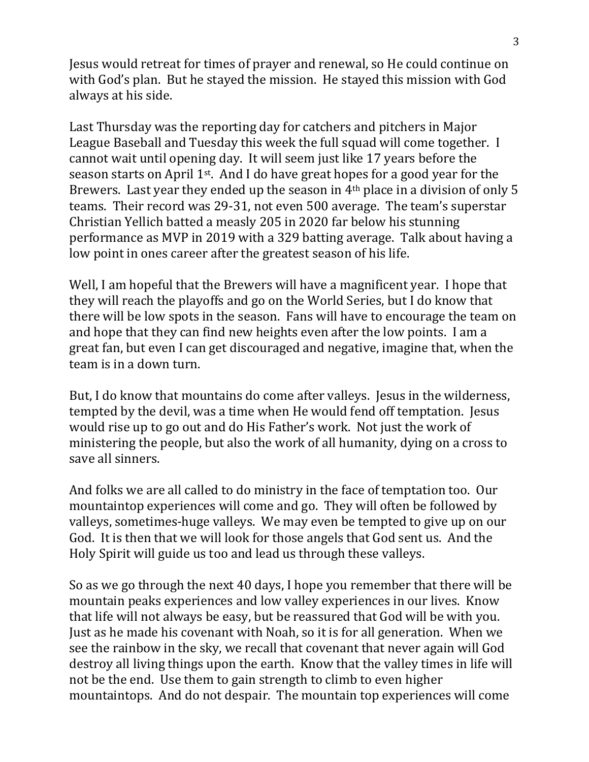Jesus would retreat for times of prayer and renewal, so He could continue on with God's plan. But he stayed the mission. He stayed this mission with God always at his side.

Last Thursday was the reporting day for catchers and pitchers in Major League Baseball and Tuesday this week the full squad will come together. I cannot wait until opening day. It will seem just like 17 years before the season starts on April 1st. And I do have great hopes for a good year for the Brewers. Last year they ended up the season in 4th place in a division of only 5 teams. Their record was 29-31, not even 500 average. The team's superstar Christian Yellich batted a measly 205 in 2020 far below his stunning performance as MVP in 2019 with a 329 batting average. Talk about having a low point in ones career after the greatest season of his life.

Well, I am hopeful that the Brewers will have a magnificent year. I hope that they will reach the playoffs and go on the World Series, but I do know that there will be low spots in the season. Fans will have to encourage the team on and hope that they can find new heights even after the low points. I am a great fan, but even I can get discouraged and negative, imagine that, when the team is in a down turn.

But, I do know that mountains do come after valleys. Jesus in the wilderness, tempted by the devil, was a time when He would fend off temptation. Jesus would rise up to go out and do His Father's work. Not just the work of ministering the people, but also the work of all humanity, dying on a cross to save all sinners.

And folks we are all called to do ministry in the face of temptation too. Our mountaintop experiences will come and go. They will often be followed by valleys, sometimes-huge valleys. We may even be tempted to give up on our God. It is then that we will look for those angels that God sent us. And the Holy Spirit will guide us too and lead us through these valleys.

So as we go through the next 40 days, I hope you remember that there will be mountain peaks experiences and low valley experiences in our lives. Know that life will not always be easy, but be reassured that God will be with you. Just as he made his covenant with Noah, so it is for all generation. When we see the rainbow in the sky, we recall that covenant that never again will God destroy all living things upon the earth. Know that the valley times in life will not be the end. Use them to gain strength to climb to even higher mountaintops. And do not despair. The mountain top experiences will come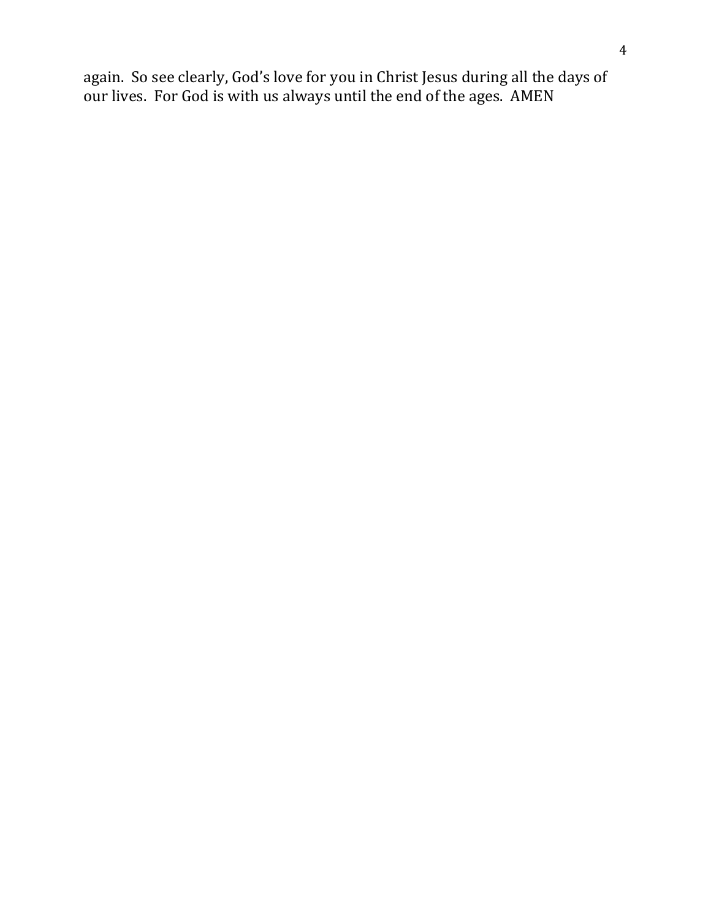again. So see clearly, God's love for you in Christ Jesus during all the days of our lives. For God is with us always until the end of the ages. AMEN